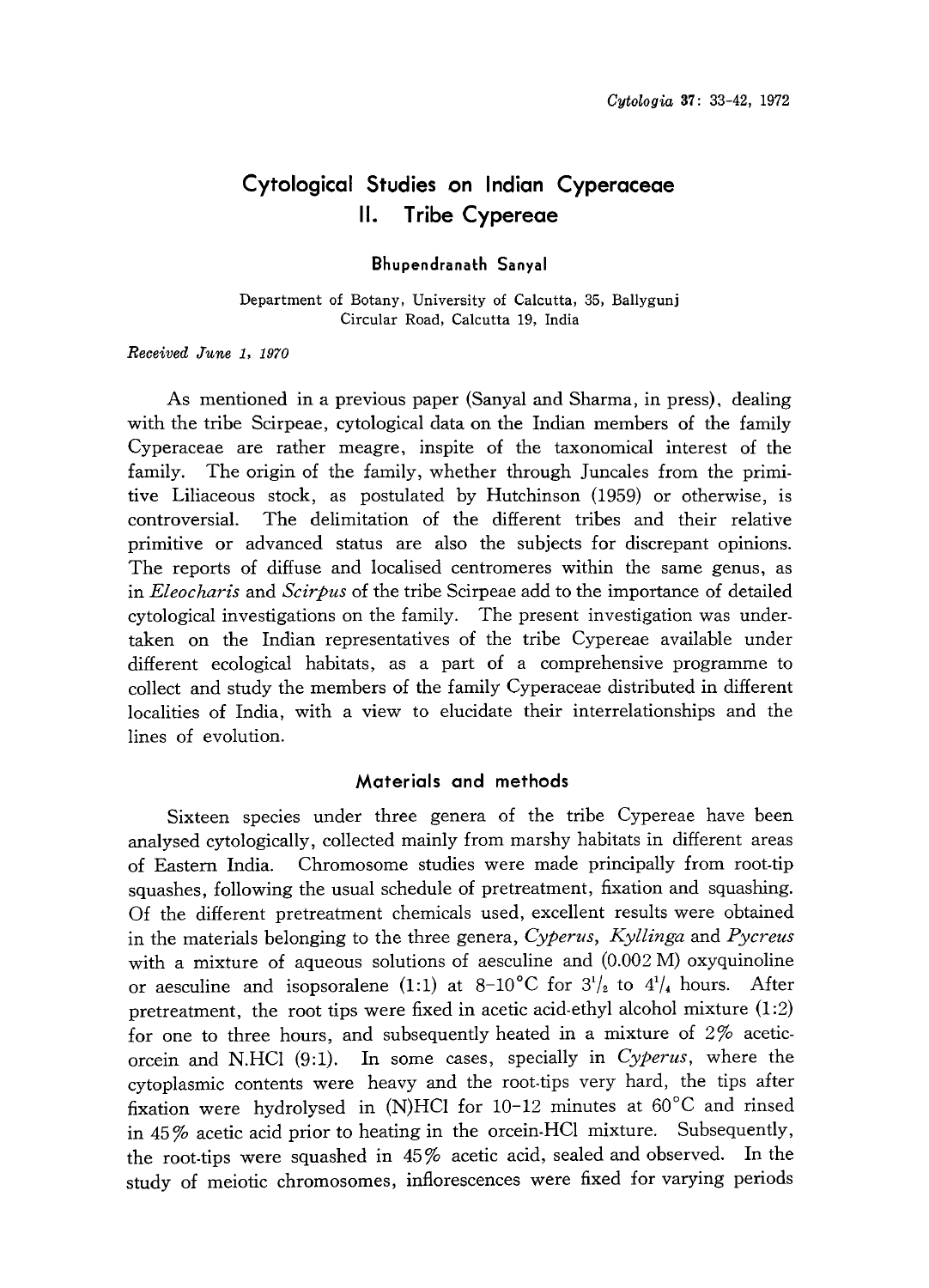# Cytological Studies on Indian Cyperaceae
## II. Tribe Cypereae

**Bhupendranath Sanyal**

Department of Botany, University of Calcutta, 35, Ballygunj Circular Road, Calcutta 19, India

*Received June 1, 1970*

As mentioned in a previous paper (Sanyal and Sharma, in press), dealing with the tribe Scirpeae, cytological data on the Indian members of the family Cyperaceae are rather meagre, inspite of the taxonomical interest of the family. The origin of the family, whether through Juncales from the primitive Liliaceous stock, as postulated by Hutchinson (1959) or otherwise, is controversial. The delimitation of the different tribes and their relative primitive or advanced status are also the subjects for discrepant opinions. The reports of diffuse and localised centromeres within the same genus, as in *Eleocharis* and *Scirpus* of the tribe Scirpeae add to the importance of detailed cytological investigations on the family. The present investigation was undertaken on the Indian representatives of the tribe Cypereae available under different ecological habitats, as a part of a comprehensive programme to collect and study the members of the family Cyperaceae distributed in different localities of India, with a view to elucidate their interrelationships and the lines of evolution.

## Materials and methods

Sixteen species under three genera of the tribe Cypereae have been analysed cytologically, collected mainly from marshy habitats in different areas of Eastern India. Chromosome studies were made principally from root-tip squashes, following the usual schedule of pretreatment, fixation and squashing. Of the different pretreatment chemicals used, excellent results were obtained in the materials belonging to the three genera, *Cyperus*, *Kyllinga* and *Pycreus* with a mixture of aqueous solutions of aesculine and (0.002 M) oxyquinoline or aesculine and isopsoralene (1:1) at 8–10°C for $3^1/_2$ to $4^1/_4$ hours. After pretreatment, the root tips were fixed in acetic acid-ethyl alcohol mixture (1:2) for one to three hours, and subsequently heated in a mixture of 2% acetic-orcein and N.HCl (9:1). In some cases, specially in *Cyperus*, where the cytoplasmic contents were heavy and the root-tips very hard, the tips after fixation were hydrolysed in (N)HCl for 10–12 minutes at 60°C and rinsed in 45% acetic acid prior to heating in the orcein-HCl mixture. Subsequently, the root-tips were squashed in 45% acetic acid, sealed and observed. In the study of meiotic chromosomes, inflorescences were fixed for varying periods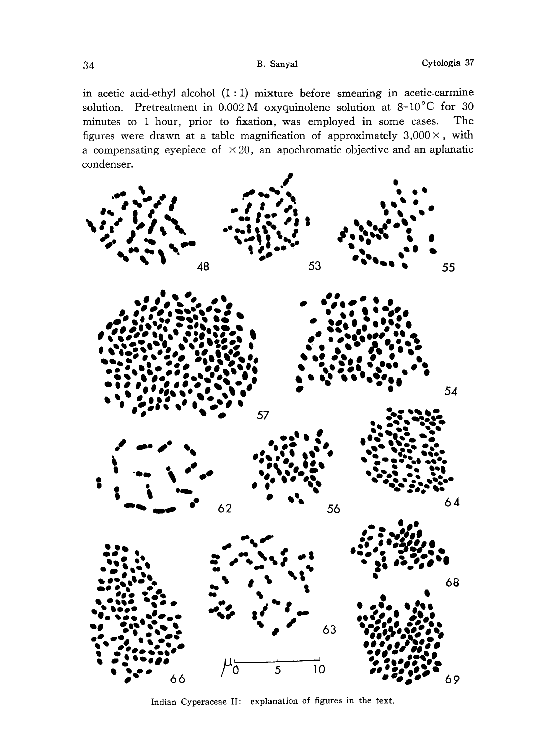in acetic acid-ethyl alcohol (1 : 1) mixture before smearing in acetic-carmine solution. Pretreatment in 0.002 M oxyquinolene solution at 8–10°C for 30 minutes to 1 hour, prior to fixation, was employed in some cases. The figures were drawn at a table magnification of approximately 3,000×, with a compensating eyepiece of ×20, an apochromatic objective and an aplanatic condenser.

Indian Cyperaceae II: explanation of figures in the text.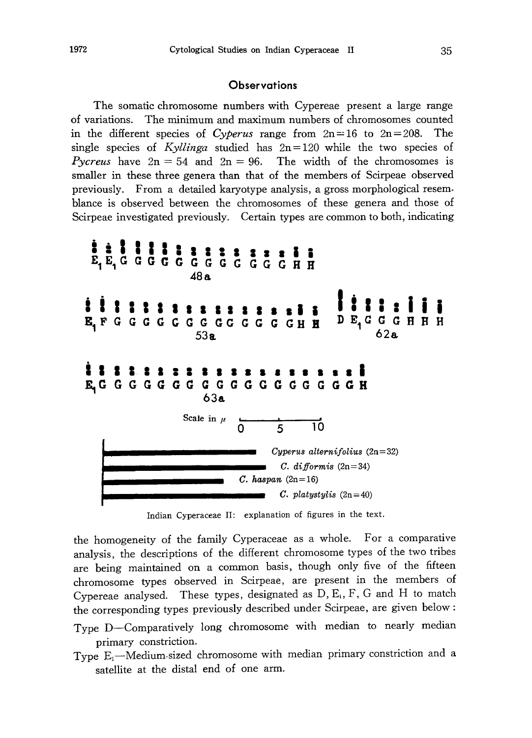## Observations

The somatic chromosome numbers with Cypereae present a large range of variations. The minimum and maximum numbers of chromosomes counted in the different species of *Cyperus* range from 2n=16 to 2n=208. The single species of *Kyllinga* studied has 2n=120 while the two species of *Pycreus* have 2n = 54 and 2n = 96. The width of the chromosomes is smaller in these three genera than that of the members of Scirpeae observed previously. From a detailed karyotype analysis, a gross morphological resemblance is observed between the chromosomes of these genera and those of Scirpeae investigated previously. Certain types are common to both, indicating

$E_1$ $E_1$ G G G G G G G G G G G H H

48a

$E_1$ F G G G G G G G G G G G G H H

53a

D $E_1$ G G G H H H

62a

$E_1$ G G G G G G G G G G G G G G G G G H

63a

Scale in μ 0 5 10

*Cyperus alternifolius* (2n=32)

*C. difformis* (2n=34)

*C. haspan* (2n=16)

*C. platystylis* (2n=40)

Indian Cyperaceae II: explanation of figures in the text.

the homogeneity of the family Cyperaceae as a whole. For a comparative analysis, the descriptions of the different chromosome types of the two tribes are being maintained on a common basis, though only five of the fifteen chromosome types observed in Scirpeae, are present in the members of Cypereae analysed. These types, designated as D, $E_1$, F, G and H to match the corresponding types previously described under Scirpeae, are given below:

Type D—Comparatively long chromosome with median to nearly median primary constriction.

Type $E_1$—Medium-sized chromosome with median primary constriction and a satellite at the distal end of one arm.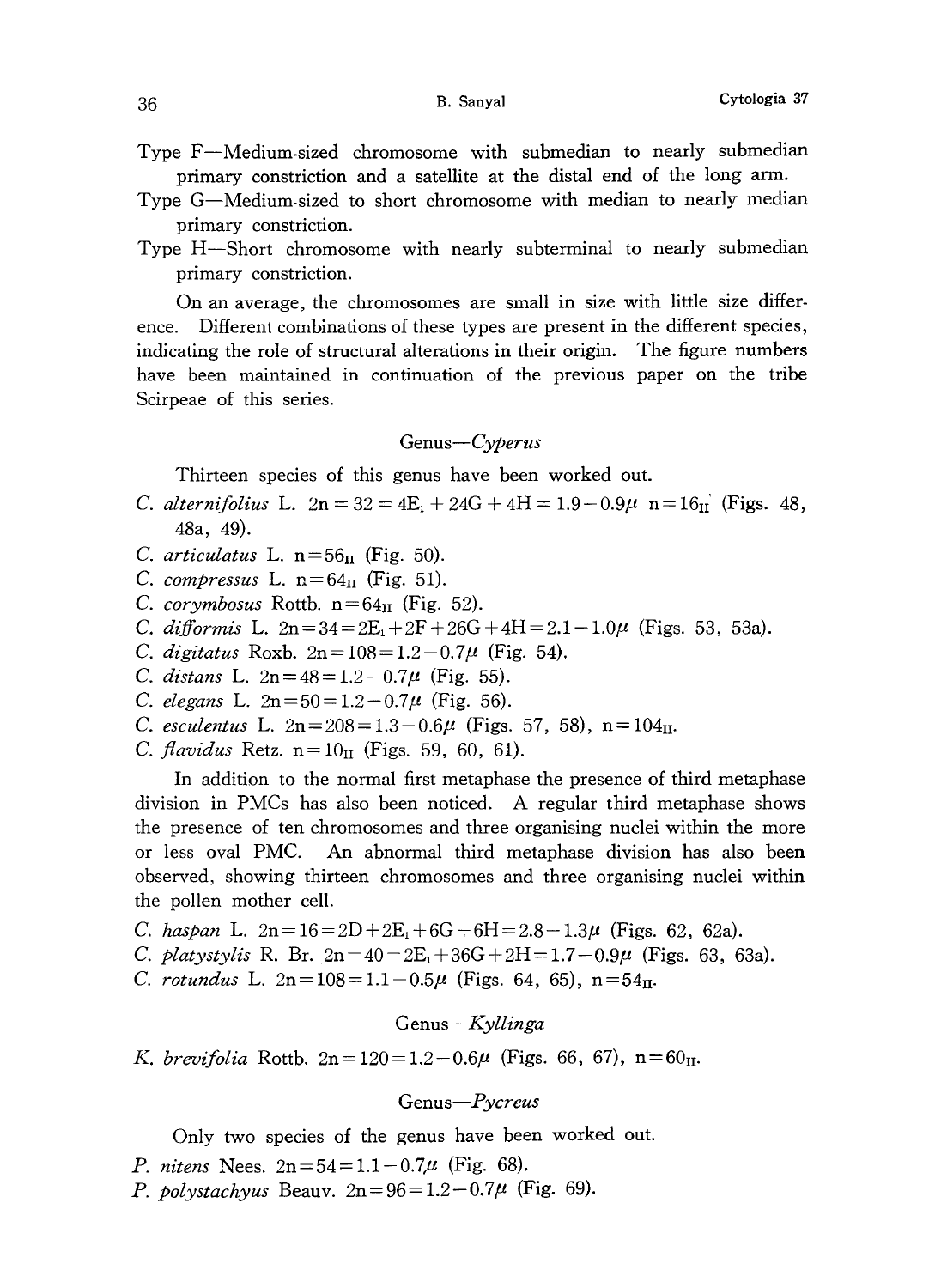Type F—Medium-sized chromosome with submedian to nearly submedian primary constriction and a satellite at the distal end of the long arm.

Type G—Medium-sized to short chromosome with median to nearly median primary constriction.

Type H—Short chromosome with nearly subterminal to nearly submedian primary constriction.

On an average, the chromosomes are small in size with little size difference. Different combinations of these types are present in the different species, indicating the role of structural alterations in their origin. The figure numbers have been maintained in continuation of the previous paper on the tribe Scirpeae of this series.

### Genus—*Cyperus*

Thirteen species of this genus have been worked out.

*C. alternifolius* L. $2n = 32 = 4E_1 + 24G + 4H = 1.9 - 0.9\mu$ $n = 16_{II}$ (Figs. 48, 48a, 49).

*C. articulatus* L. $n = 56_{II}$ (Fig. 50).

*C. compressus* L. $n = 64_{II}$ (Fig. 51).

*C. corymbosus* Rottb. $n = 64_{II}$ (Fig. 52).

*C. difformis* L. $2n = 34 = 2E_1 + 2F + 26G + 4H = 2.1 - 1.0\mu$ (Figs. 53, 53a).

*C. digitatus* Roxb. $2n = 108 = 1.2 - 0.7\mu$ (Fig. 54).

*C. distans* L. $2n = 48 = 1.2 - 0.7\mu$ (Fig. 55).

*C. elegans* L. $2n = 50 = 1.2 - 0.7\mu$ (Fig. 56).

*C. esculentus* L. $2n = 208 = 1.3 - 0.6\mu$ (Figs. 57, 58), $n = 104_{II}$.

*C. flavidus* Retz. $n = 10_{II}$ (Figs. 59, 60, 61).

In addition to the normal first metaphase the presence of third metaphase division in PMCs has also been noticed. A regular third metaphase shows the presence of ten chromosomes and three organising nuclei within the more or less oval PMC. An abnormal third metaphase division has also been observed, showing thirteen chromosomes and three organising nuclei within the pollen mother cell.

*C. haspan* L. $2n = 16 = 2D + 2E_1 + 6G + 6H = 2.8 - 1.3\mu$ (Figs. 62, 62a).

*C. platystylis* R. Br. $2n = 40 = 2E_1 + 36G + 2H = 1.7 - 0.9\mu$ (Figs. 63, 63a).

*C. rotundus* L. $2n = 108 = 1.1 - 0.5\mu$ (Figs. 64, 65), $n = 54_{II}$.

### Genus—*Kyllinga*

*K. brevifolia* Rottb. $2n = 120 = 1.2 - 0.6\mu$ (Figs. 66, 67), $n = 60_{II}$.

### Genus—*Pycreus*

Only two species of the genus have been worked out.

*P. nitens* Nees. $2n = 54 = 1.1 - 0.7\mu$ (Fig. 68).

*P. polystachyus* Beauv. $2n = 96 = 1.2 - 0.7\mu$ (Fig. 69).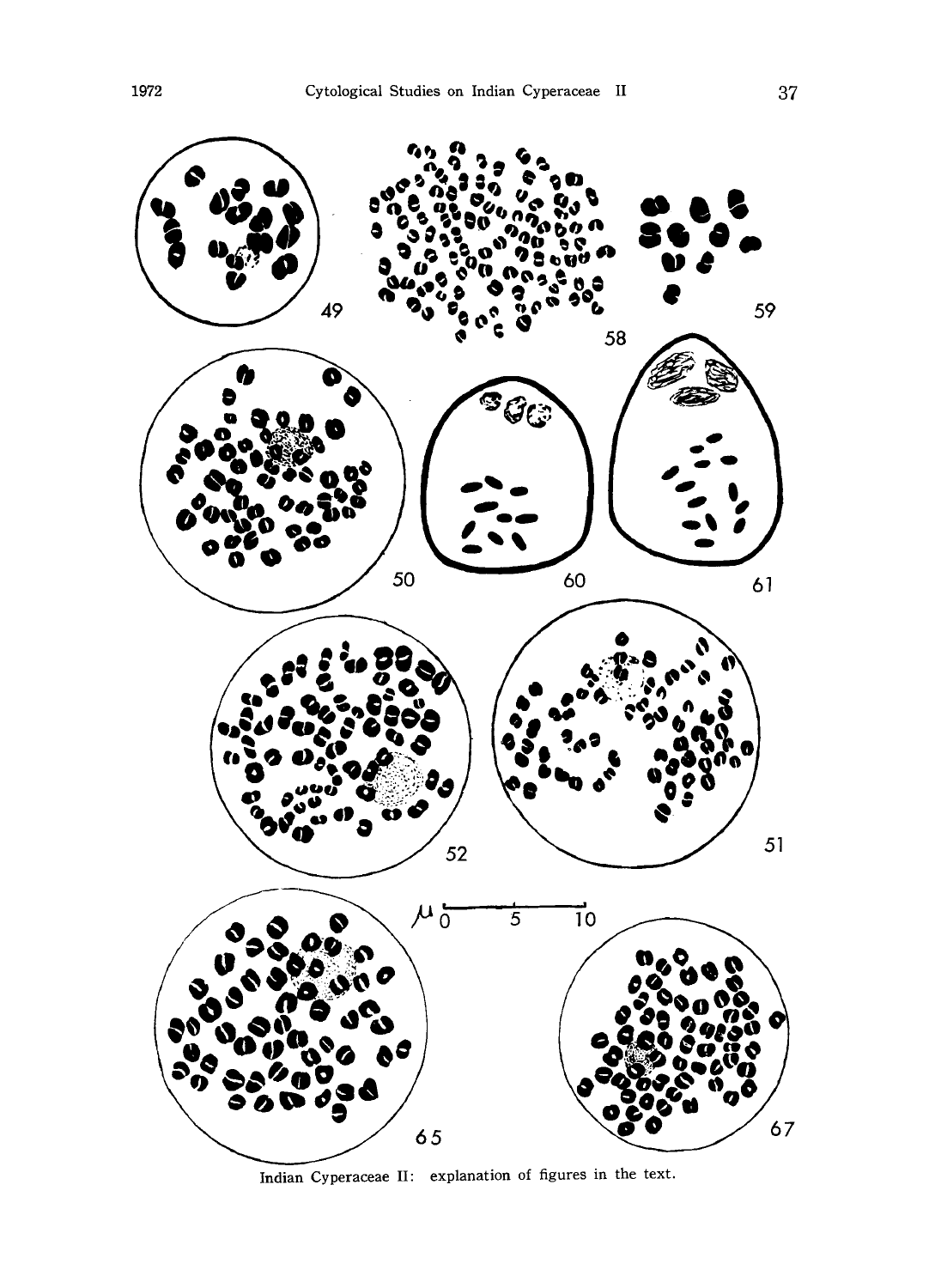Indian Cyperaceae II: explanation of figures in the text.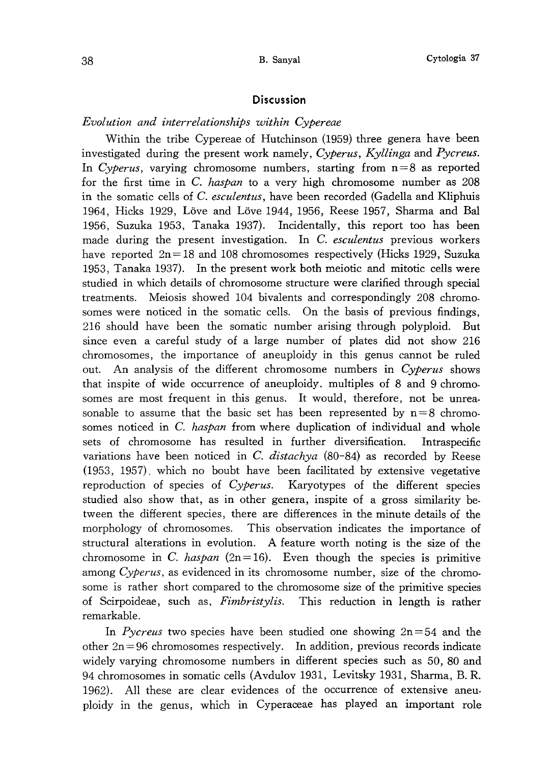## Discussion

*Evolution and interrelationships within Cypereae*

Within the tribe Cypereae of Hutchinson (1959) three genera have been investigated during the present work namely, *Cyperus*, *Kyllinga* and *Pycreus*. In *Cyperus*, varying chromosome numbers, starting from n=8 as reported for the first time in *C. haspan* to a very high chromosome number as 208 in the somatic cells of *C. esculentus*, have been recorded (Gadella and Kliphuis 1964, Hicks 1929, Löve and Löve 1944, 1956, Reese 1957, Sharma and Bal 1956, Suzuka 1953, Tanaka 1937). Incidentally, this report too has been made during the present investigation. In *C. esculentus* previous workers have reported 2n=18 and 108 chromosomes respectively (Hicks 1929, Suzuka 1953, Tanaka 1937). In the present work both meiotic and mitotic cells were studied in which details of chromosome structure were clarified through special treatments. Meiosis showed 104 bivalents and correspondingly 208 chromosomes were noticed in the somatic cells. On the basis of previous findings, 216 should have been the somatic number arising through polyploid. But since even a careful study of a large number of plates did not show 216 chromosomes, the importance of aneuploidy in this genus cannot be ruled out. An analysis of the different chromosome numbers in *Cyperus* shows that inspite of wide occurrence of aneuploidy, multiples of 8 and 9 chromosomes are most frequent in this genus. It would, therefore, not be unreasonable to assume that the basic set has been represented by n=8 chromosomes noticed in *C. haspan* from where duplication of individual and whole sets of chromosome has resulted in further diversification. Intraspecific variations have been noticed in *C. distachya* (80-84) as recorded by Reese (1953, 1957), which no boubt have been facilitated by extensive vegetative reproduction of species of *Cyperus*. Karyotypes of the different species studied also show that, as in other genera, inspite of a gross similarity between the different species, there are differences in the minute details of the morphology of chromosomes. This observation indicates the importance of structural alterations in evolution. A feature worth noting is the size of the chromosome in *C. haspan* (2n=16). Even though the species is primitive among *Cyperus*, as evidenced in its chromosome number, size of the chromosome is rather short compared to the chromosome size of the primitive species of Scirpoideae, such as, *Fimbristylis*. This reduction in length is rather remarkable.

In *Pycreus* two species have been studied one showing 2n=54 and the other 2n=96 chromosomes respectively. In addition, previous records indicate widely varying chromosome numbers in different species such as 50, 80 and 94 chromosomes in somatic cells (Avdulov 1931, Levitsky 1931, Sharma, B. R. 1962). All these are clear evidences of the occurrence of extensive aneuploidy in the genus, which in Cyperaceae has played an important role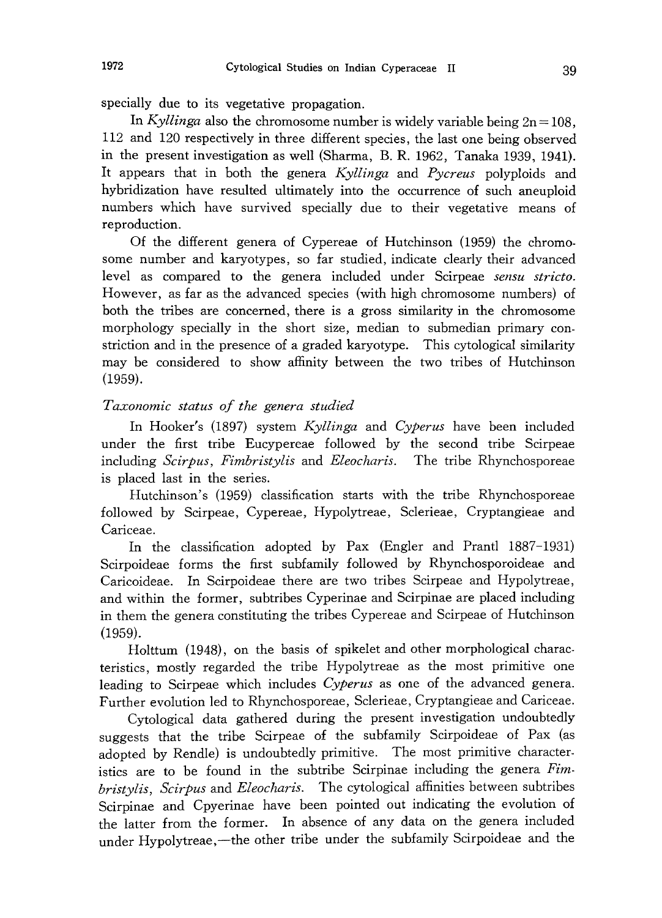specially due to its vegetative propagation.

In *Kyllinga* also the chromosome number is widely variable being $2n=108$, 112 and 120 respectively in three different species, the last one being observed in the present investigation as well (Sharma, B. R. 1962, Tanaka 1939, 1941). It appears that in both the genera *Kyllinga* and *Pycreus* polyploids and hybridization have resulted ultimately into the occurrence of such aneuploid numbers which have survived specially due to their vegetative means of reproduction.

Of the different genera of Cypereae of Hutchinson (1959) the chromosome number and karyotypes, so far studied, indicate clearly their advanced level as compared to the genera included under Scirpeae *sensu stricto.* However, as far as the advanced species (with high chromosome numbers) of both the tribes are concerned, there is a gross similarity in the chromosome morphology specially in the short size, median to submedian primary constriction and in the presence of a graded karyotype. This cytological similarity may be considered to show affinity between the two tribes of Hutchinson (1959).

### *Taxonomic status of the genera studied*

In Hooker's (1897) system *Kyllinga* and *Cyperus* have been included under the first tribe Eucypereae followed by the second tribe Scirpeae including *Scirpus*, *Fimbristylis* and *Eleocharis*. The tribe Rhynchosporeae is placed last in the series.

Hutchinson's (1959) classification starts with the tribe Rhynchosporeae followed by Scirpeae, Cypereae, Hypolytreae, Sclerieae, Cryptangieae and Cariceae.

In the classification adopted by Pax (Engler and Prantl 1887–1931) Scirpoideae forms the first subfamily followed by Rhynchosporoideae and Caricoideae. In Scirpoideae there are two tribes Scirpeae and Hypolytreae, and within the former, subtribes Cyperinae and Scirpinae are placed including in them the genera constituting the tribes Cypereae and Scirpeae of Hutchinson (1959).

Holttum (1948), on the basis of spikelet and other morphological characteristics, mostly regarded the tribe Hypolytreae as the most primitive one leading to Scirpeae which includes *Cyperus* as one of the advanced genera. Further evolution led to Rhynchosporeae, Sclerieae, Cryptangieae and Cariceae.

Cytological data gathered during the present investigation undoubtedly suggests that the tribe Scirpeae of the subfamily Scirpoideae of Pax (as adopted by Rendle) is undoubtedly primitive. The most primitive characteristics are to be found in the subtribe Scirpinae including the genera *Fimbristylis*, *Scirpus* and *Eleocharis*. The cytological affinities between subtribes Scirpinae and Cpyerinae have been pointed out indicating the evolution of the latter from the former. In absence of any data on the genera included under Hypolytreae,—the other tribe under the subfamily Scirpoideae and the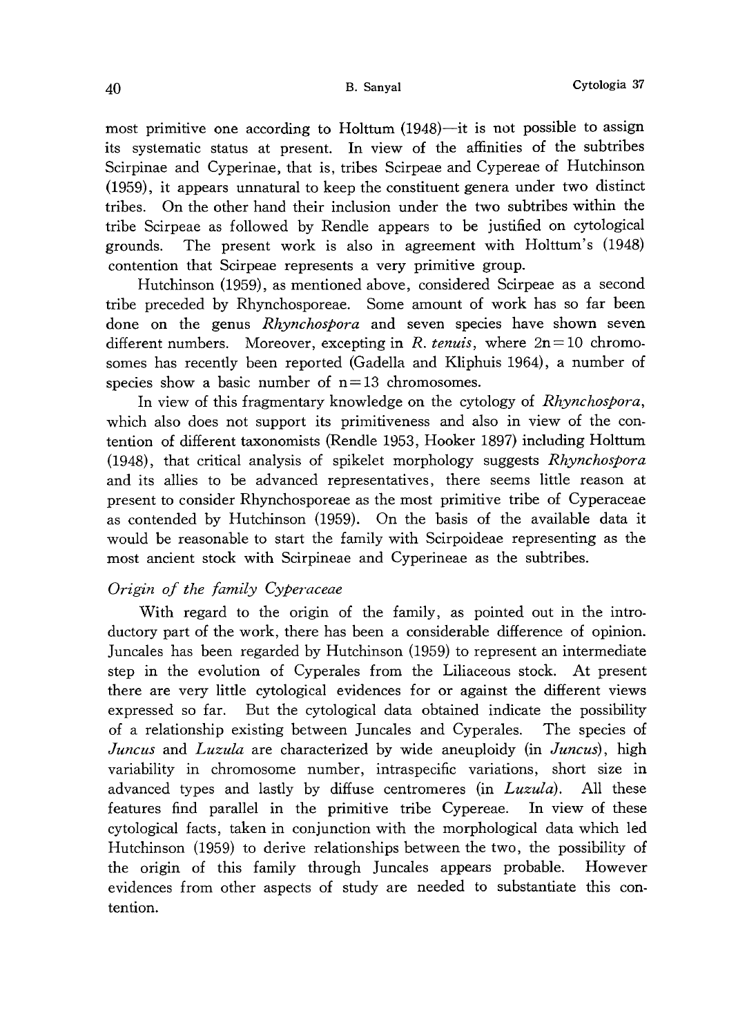most primitive one according to Holttum (1948)—it is not possible to assign its systematic status at present. In view of the affinities of the subtribes Scirpinae and Cyperinae, that is, tribes Scirpeae and Cypereae of Hutchinson (1959), it appears unnatural to keep the constituent genera under two distinct tribes. On the other hand their inclusion under the two subtribes within the tribe Scirpeae as followed by Rendle appears to be justified on cytological grounds. The present work is also in agreement with Holttum's (1948) contention that Scirpeae represents a very primitive group.

Hutchinson (1959), as mentioned above, considered Scirpeae as a second tribe preceded by Rhynchosporeae. Some amount of work has so far been done on the genus *Rhynchospora* and seven species have shown seven different numbers. Moreover, excepting in *R. tenuis*, where $2n=10$ chromosomes has recently been reported (Gadella and Kliphuis 1964), a number of species show a basic number of $n=13$ chromosomes.

In view of this fragmentary knowledge on the cytology of *Rhynchospora*, which also does not support its primitiveness and also in view of the contention of different taxonomists (Rendle 1953, Hooker 1897) including Holttum (1948), that critical analysis of spikelet morphology suggests *Rhynchospora* and its allies to be advanced representatives, there seems little reason at present to consider Rhynchosporeae as the most primitive tribe of Cyperaceae as contended by Hutchinson (1959). On the basis of the available data it would be reasonable to start the family with Scirpoideae representing as the most ancient stock with Scirpineae and Cyperineae as the subtribes.

### *Origin of the family Cyperaceae*

With regard to the origin of the family, as pointed out in the introductory part of the work, there has been a considerable difference of opinion. Juncales has been regarded by Hutchinson (1959) to represent an intermediate step in the evolution of Cyperales from the Liliaceous stock. At present there are very little cytological evidences for or against the different views expressed so far. But the cytological data obtained indicate the possibility of a relationship existing between Juncales and Cyperales. The species of *Juncus* and *Luzula* are characterized by wide aneuploidy (in *Juncus*), high variability in chromosome number, intraspecific variations, short size in advanced types and lastly by diffuse centromeres (in *Luzula*). All these features find parallel in the primitive tribe Cypereae. In view of these cytological facts, taken in conjunction with the morphological data which led Hutchinson (1959) to derive relationships between the two, the possibility of the origin of this family through Juncales appears probable. However evidences from other aspects of study are needed to substantiate this contention.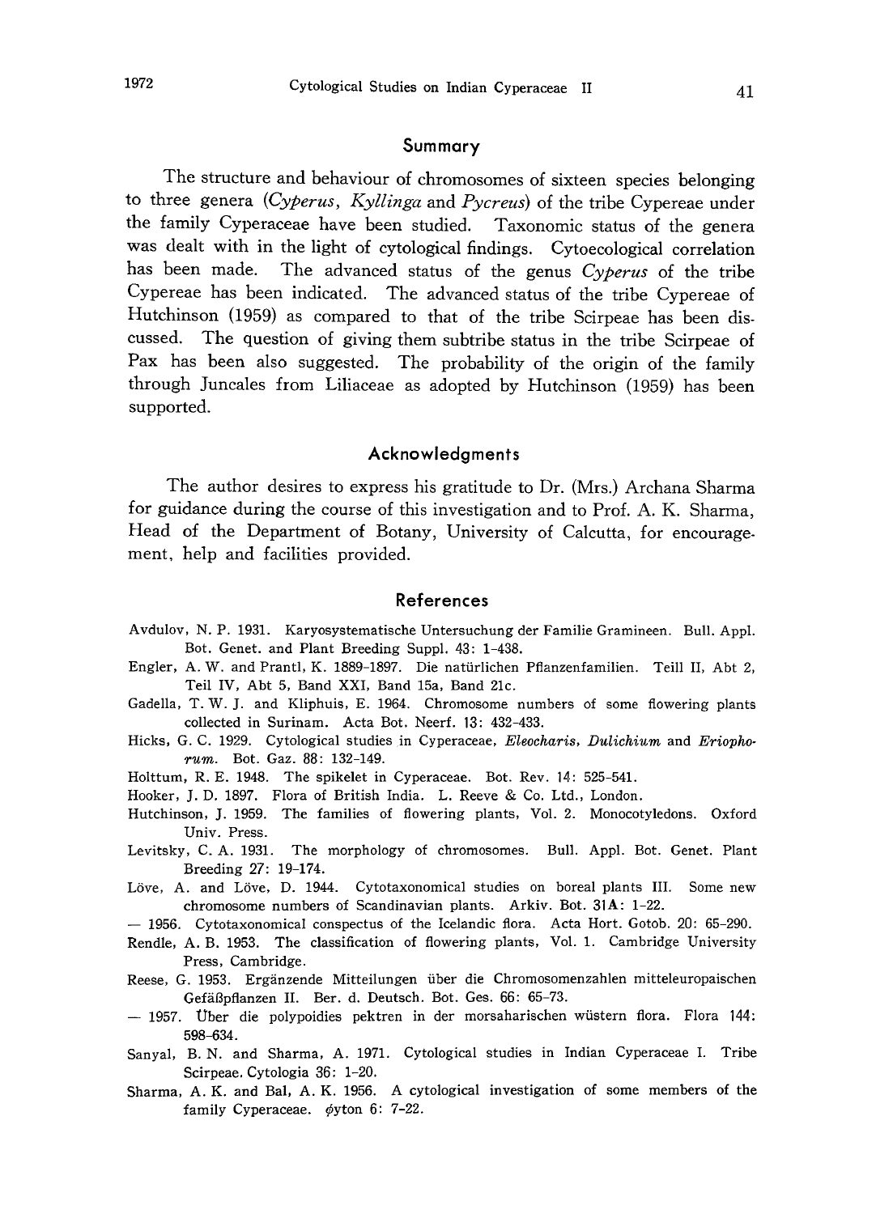## Summary

The structure and behaviour of chromosomes of sixteen species belonging to three genera (*Cyperus*, *Kyllinga* and *Pycreus*) of the tribe Cypereae under the family Cyperaceae have been studied. Taxonomic status of the genera was dealt with in the light of cytological findings. Cytoecological correlation has been made. The advanced status of the genus *Cyperus* of the tribe Cypereae has been indicated. The advanced status of the tribe Cypereae of Hutchinson (1959) as compared to that of the tribe Scirpeae has been discussed. The question of giving them subtribe status in the tribe Scirpeae of Pax has been also suggested. The probability of the origin of the family through Juncales from Liliaceae as adopted by Hutchinson (1959) has been supported.

## Acknowledgments

The author desires to express his gratitude to Dr. (Mrs.) Archana Sharma for guidance during the course of this investigation and to Prof. A. K. Sharma, Head of the Department of Botany, University of Calcutta, for encouragement, help and facilities provided.

## References

Avdulov, N. P. 1931. Karyosystematische Untersuchung der Familie Gramineen. Bull. Appl. Bot. Genet. and Plant Breeding Suppl. 43: 1-438.

Engler, A. W. and Prantl, K. 1889-1897. Die natürlichen Pflanzenfamilien. Teill II, Abt 2, Teil IV, Abt 5, Band XXI, Band 15a, Band 21c.

Gadella, T. W. J. and Kliphuis, E. 1964. Chromosome numbers of some flowering plants collected in Surinam. Acta Bot. Neerf. 13: 432-433.

Hicks, G. C. 1929. Cytological studies in Cyperaceae, *Eleocharis*, *Dulichium* and *Eriophorum*. Bot. Gaz. 88: 132-149.

Holttum, R. E. 1948. The spikelet in Cyperaceae. Bot. Rev. 14: 525-541.

Hooker, J. D. 1897. Flora of British India. L. Reeve & Co. Ltd., London.

Hutchinson, J. 1959. The families of flowering plants, Vol. 2. Monocotyledons. Oxford Univ. Press.

Levitsky, C. A. 1931. The morphology of chromosomes. Bull. Appl. Bot. Genet. Plant Breeding 27: 19-174.

Löve, A. and Löve, D. 1944. Cytotaxonomical studies on boreal plants III. Some new chromosome numbers of Scandinavian plants. Arkiv. Bot. 31A: 1-22.

— 1956. Cytotaxonomical conspectus of the Icelandic flora. Acta Hort. Gotob. 20: 65-290.

Rendle, A. B. 1953. The classification of flowering plants, Vol. 1. Cambridge University Press, Cambridge.

Reese, G. 1953. Ergänzende Mitteilungen über die Chromosomenzahlen mitteleuropaischen Gefäßpflanzen II. Ber. d. Deutsch. Bot. Ges. 66: 65-73.

— 1957. Über die polypoidies pektren in der morsaharischen wüstern flora. Flora 144: 598-634.

Sanyal, B. N. and Sharma, A. 1971. Cytological studies in Indian Cyperaceae I. Tribe Scirpeae. Cytologia 36: 1-20.

Sharma, A. K. and Bal, A. K. 1956. A cytological investigation of some members of the family Cyperaceae. $\phi$yton 6: 7-22.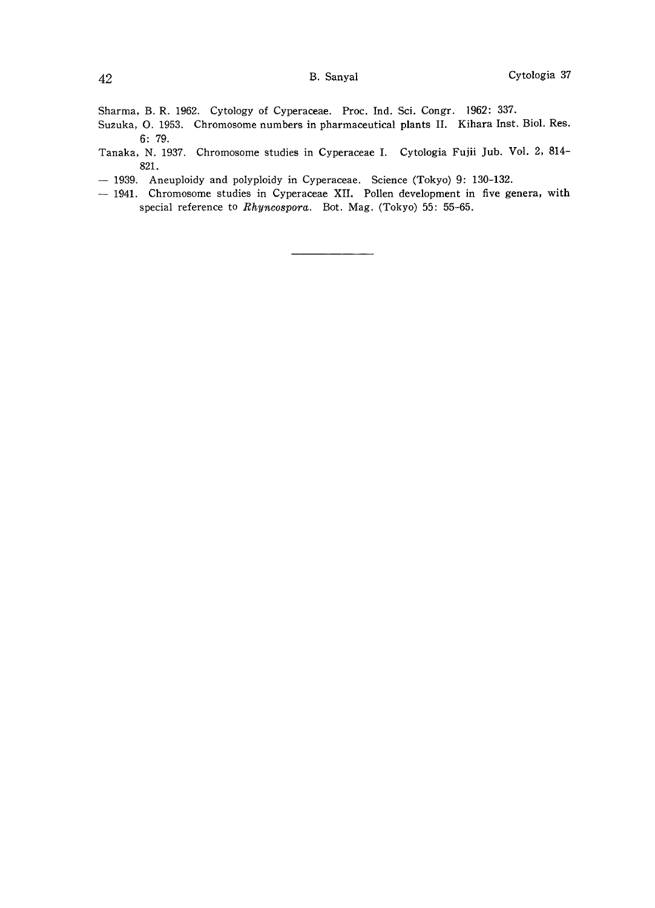Sharma, B. R. 1962. Cytology of Cyperaceae. Proc. Ind. Sci. Congr. 1962: 337.

Suzuka, O. 1953. Chromosome numbers in pharmaceutical plants II. Kihara Inst. Biol. Res. 6: 79.

Tanaka, N. 1937. Chromosome studies in Cyperaceae I. Cytologia Fujii Jub. Vol. 2, 814–821.

— 1939. Aneuploidy and polyploidy in Cyperaceae. Science (Tokyo) 9: 130–132.

— 1941. Chromosome studies in Cyperaceae XII. Pollen development in five genera, with special reference to *Rhyncospora*. Bot. Mag. (Tokyo) 55: 55–65.